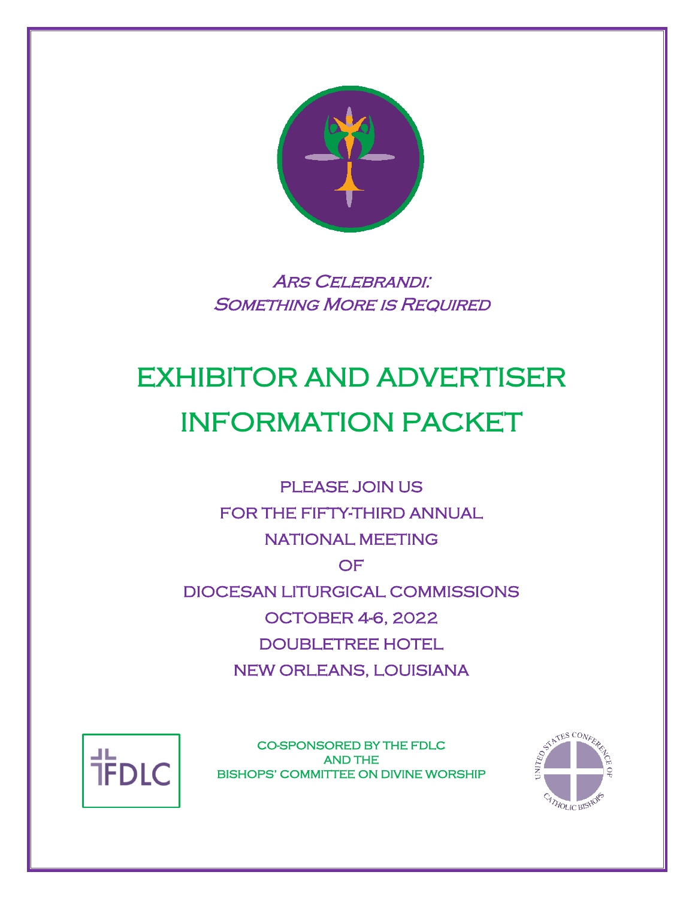*Ars Celebrandi:*
*Something More is Required*

# EXHIBITOR AND ADVERTISER INFORMATION PACKET

PLEASE JOIN US

FOR THE FIFTY-THIRD ANNUAL

NATIONAL MEETING

OF

DIOCESAN LITURGICAL COMMISSIONS

OCTOBER 4-6, 2022

DOUBLETREE HOTEL

NEW ORLEANS, LOUISIANA

FDLC

CO-SPONSORED BY THE FDLC
AND THE
BISHOPS' COMMITTEE ON DIVINE WORSHIP

UNITED STATES CONFERENCE OF CATHOLIC BISHOPS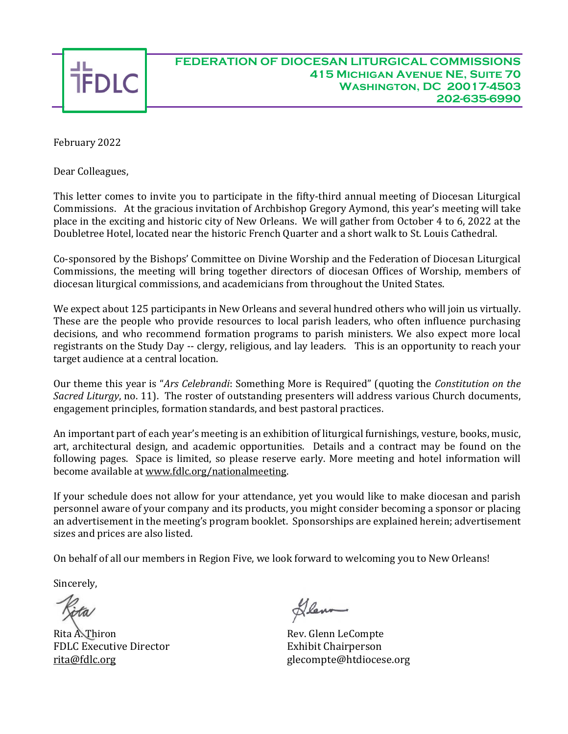**FEDERATION OF DIOCESAN LITURGICAL COMMISSIONS**
**415 Michigan Avenue NE, Suite 70**
**Washington, DC 20017-4503**
**202-635-6990**

FDLC

February 2022

Dear Colleagues,

This letter comes to invite you to participate in the fifty-third annual meeting of Diocesan Liturgical Commissions. At the gracious invitation of Archbishop Gregory Aymond, this year's meeting will take place in the exciting and historic city of New Orleans. We will gather from October 4 to 6, 2022 at the Doubletree Hotel, located near the historic French Quarter and a short walk to St. Louis Cathedral.

Co-sponsored by the Bishops' Committee on Divine Worship and the Federation of Diocesan Liturgical Commissions, the meeting will bring together directors of diocesan Offices of Worship, members of diocesan liturgical commissions, and academicians from throughout the United States.

We expect about 125 participants in New Orleans and several hundred others who will join us virtually. These are the people who provide resources to local parish leaders, who often influence purchasing decisions, and who recommend formation programs to parish ministers. We also expect more local registrants on the Study Day -- clergy, religious, and lay leaders. This is an opportunity to reach your target audience at a central location.

Our theme this year is "*Ars Celebrandi*: Something More is Required" (quoting the *Constitution on the Sacred Liturgy*, no. 11). The roster of outstanding presenters will address various Church documents, engagement principles, formation standards, and best pastoral practices.

An important part of each year's meeting is an exhibition of liturgical furnishings, vesture, books, music, art, architectural design, and academic opportunities. Details and a contract may be found on the following pages. Space is limited, so please reserve early. More meeting and hotel information will become available at www.fdlc.org/nationalmeeting.

If your schedule does not allow for your attendance, yet you would like to make diocesan and parish personnel aware of your company and its products, you might consider becoming a sponsor or placing an advertisement in the meeting's program booklet. Sponsorships are explained herein; advertisement sizes and prices are also listed.

On behalf of all our members in Region Five, we look forward to welcoming you to New Orleans!

Sincerely,

Rita A. Thiron
FDLC Executive Director
rita@fdlc.org

Rev. Glenn LeCompte
Exhibit Chairperson
glecompte@htdiocese.org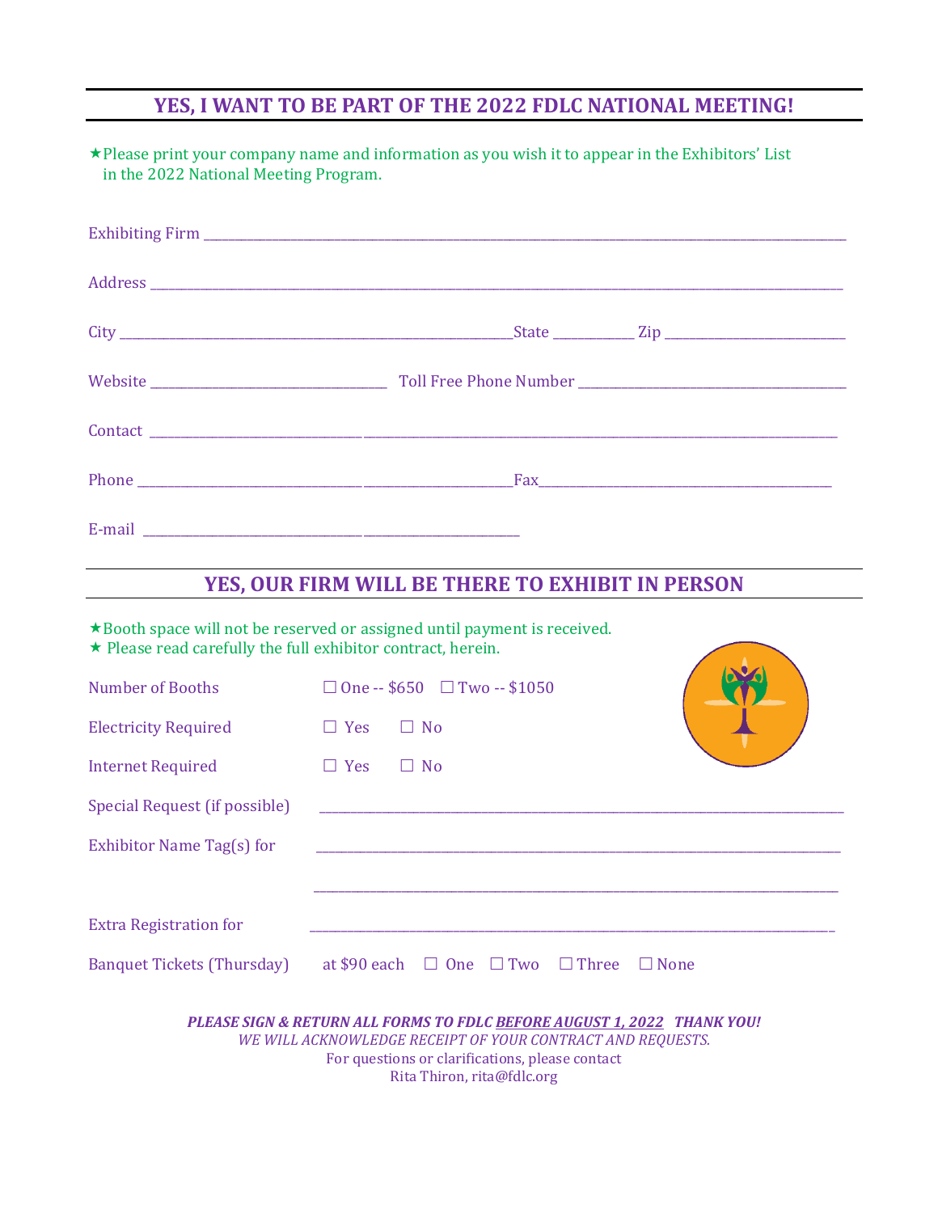## YES, I WANT TO BE PART OF THE 2022 FDLC NATIONAL MEETING!

★Please print your company name and information as you wish it to appear in the Exhibitors' List in the 2022 National Meeting Program.

Exhibiting Firm ___________________________________________________________

Address ___________________________________________________________

City ________________________________ State ________ Zip ________________

Website ______________________ Toll Free Phone Number ______________________

Contact ___________________________________________________________

Phone ______________________________ Fax ____________________________

E-mail ______________________________

## YES, OUR FIRM WILL BE THERE TO EXHIBIT IN PERSON

★Booth space will not be reserved or assigned until payment is received.
★ Please read carefully the full exhibitor contract, herein.

Number of Booths ☐ One -- $650 ☐ Two -- $1050

Electricity Required ☐ Yes ☐ No

Internet Required ☐ Yes ☐ No

Special Request (if possible) ______________________________________________

Exhibitor Name Tag(s) for ______________________________________________

______________________________________________

Extra Registration for ______________________________________________

Banquet Tickets (Thursday) at $90 each ☐ One ☐ Two ☐ Three ☐ None

***PLEASE SIGN & RETURN ALL FORMS TO FDLC <u>BEFORE AUGUST 1, 2022</u> THANK YOU!***
*WE WILL ACKNOWLEDGE RECEIPT OF YOUR CONTRACT AND REQUESTS.*
For questions or clarifications, please contact
Rita Thiron, rita@fdlc.org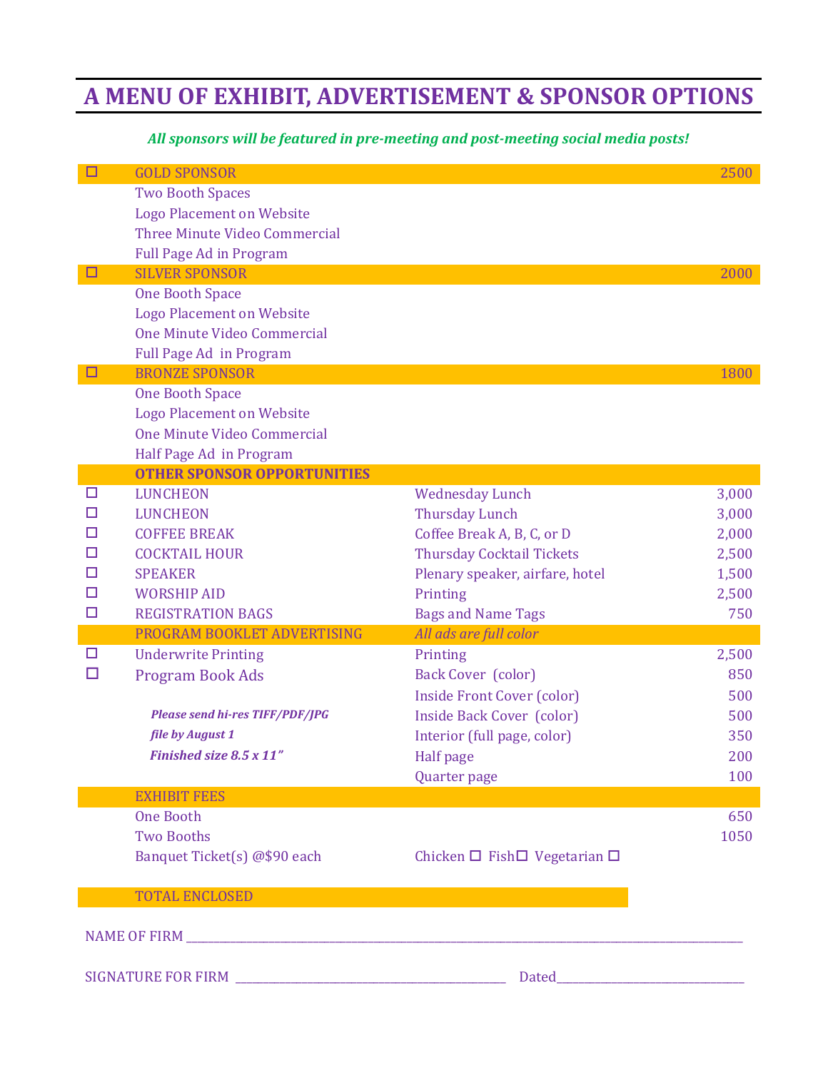# A MENU OF EXHIBIT, ADVERTISEMENT & SPONSOR OPTIONS

***All sponsors will be featured in pre-meeting and post-meeting social media posts!***

| ☐ | Item | Description | Price |
|---|---|---|---|
| ☐ | **GOLD SPONSOR** | | 2500 |
| | Two Booth Spaces | | |
| | Logo Placement on Website | | |
| | Three Minute Video Commercial | | |
| | Full Page Ad in Program | | |
| ☐ | **SILVER SPONSOR** | | 2000 |
| | One Booth Space | | |
| | Logo Placement on Website | | |
| | One Minute Video Commercial | | |
| | Full Page Ad in Program | | |
| ☐ | **BRONZE SPONSOR** | | 1800 |
| | One Booth Space | | |
| | Logo Placement on Website | | |
| | One Minute Video Commercial | | |
| | Half Page Ad in Program | | |
| | **OTHER SPONSOR OPPORTUNITIES** | | |
| ☐ | LUNCHEON | Wednesday Lunch | 3,000 |
| ☐ | LUNCHEON | Thursday Lunch | 3,000 |
| ☐ | COFFEE BREAK | Coffee Break A, B, C, or D | 2,000 |
| ☐ | COCKTAIL HOUR | Thursday Cocktail Tickets | 2,500 |
| ☐ | SPEAKER | Plenary speaker, airfare, hotel | 1,500 |
| ☐ | WORSHIP AID | Printing | 2,500 |
| ☐ | REGISTRATION BAGS | Bags and Name Tags | 750 |
| | **PROGRAM BOOKLET ADVERTISING** | *All ads are full color* | |
| ☐ | Underwrite Printing | Printing | 2,500 |
| ☐ | Program Book Ads | Back Cover (color) | 850 |
| | | Inside Front Cover (color) | 500 |
| | ***Please send hi-res TIFF/PDF/JPG*** | Inside Back Cover (color) | 500 |
| | ***file by August 1*** | Interior (full page, color) | 350 |
| | ***Finished size 8.5 x 11"*** | Half page | 200 |
| | | Quarter page | 100 |
| | **EXHIBIT FEES** | | |
| | One Booth | | 650 |
| | Two Booths | | 1050 |
| | Banquet Ticket(s) @$90 each | Chicken ☐ Fish☐ Vegetarian ☐ | |

**TOTAL ENCLOSED**

NAME OF FIRM ______________________________________________________________________________

SIGNATURE FOR FIRM ____________________________________ Dated___________________________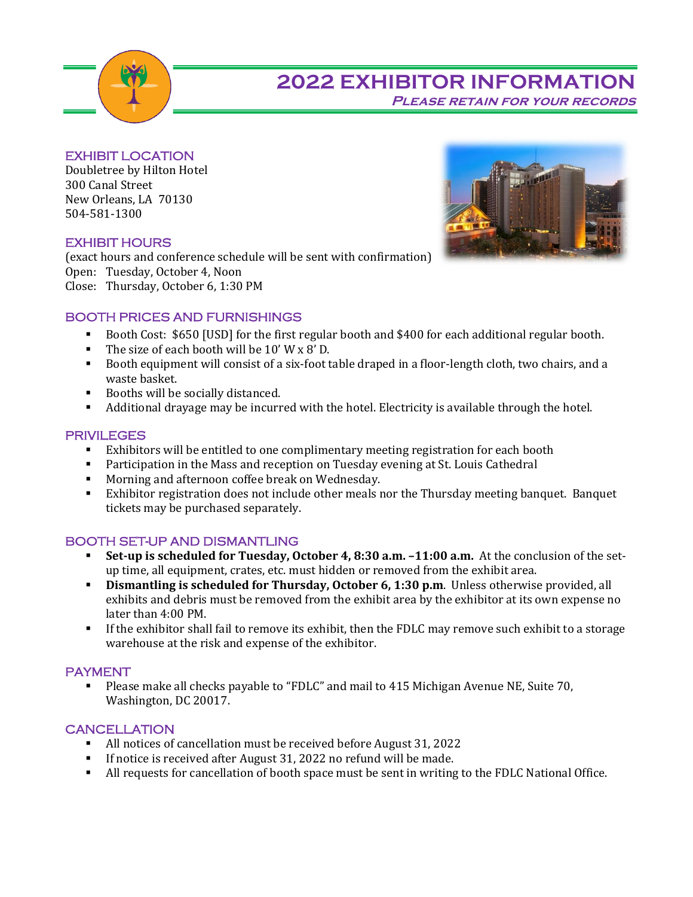# 2022 EXHIBITOR INFORMATION

***Please retain for your records***

## EXHIBIT LOCATION

Doubletree by Hilton Hotel
300 Canal Street
New Orleans, LA 70130
504-581-1300

## EXHIBIT HOURS

(exact hours and conference schedule will be sent with confirmation)
Open: Tuesday, October 4, Noon
Close: Thursday, October 6, 1:30 PM

## BOOTH PRICES AND FURNISHINGS

- Booth Cost: $650 [USD] for the first regular booth and $400 for each additional regular booth.
- The size of each booth will be 10' W x 8' D.
- Booth equipment will consist of a six-foot table draped in a floor-length cloth, two chairs, and a waste basket.
- Booths will be socially distanced.
- Additional drayage may be incurred with the hotel. Electricity is available through the hotel.

## PRIVILEGES

- Exhibitors will be entitled to one complimentary meeting registration for each booth
- Participation in the Mass and reception on Tuesday evening at St. Louis Cathedral
- Morning and afternoon coffee break on Wednesday.
- Exhibitor registration does not include other meals nor the Thursday meeting banquet. Banquet tickets may be purchased separately.

## BOOTH SET-UP AND DISMANTLING

- **Set-up is scheduled for Tuesday, October 4, 8:30 a.m. –11:00 a.m.** At the conclusion of the set-up time, all equipment, crates, etc. must hidden or removed from the exhibit area.
- **Dismantling is scheduled for Thursday, October 6, 1:30 p.m**. Unless otherwise provided, all exhibits and debris must be removed from the exhibit area by the exhibitor at its own expense no later than 4:00 PM.
- If the exhibitor shall fail to remove its exhibit, then the FDLC may remove such exhibit to a storage warehouse at the risk and expense of the exhibitor.

## PAYMENT

- Please make all checks payable to "FDLC" and mail to 415 Michigan Avenue NE, Suite 70, Washington, DC 20017.

## CANCELLATION

- All notices of cancellation must be received before August 31, 2022
- If notice is received after August 31, 2022 no refund will be made.
- All requests for cancellation of booth space must be sent in writing to the FDLC National Office.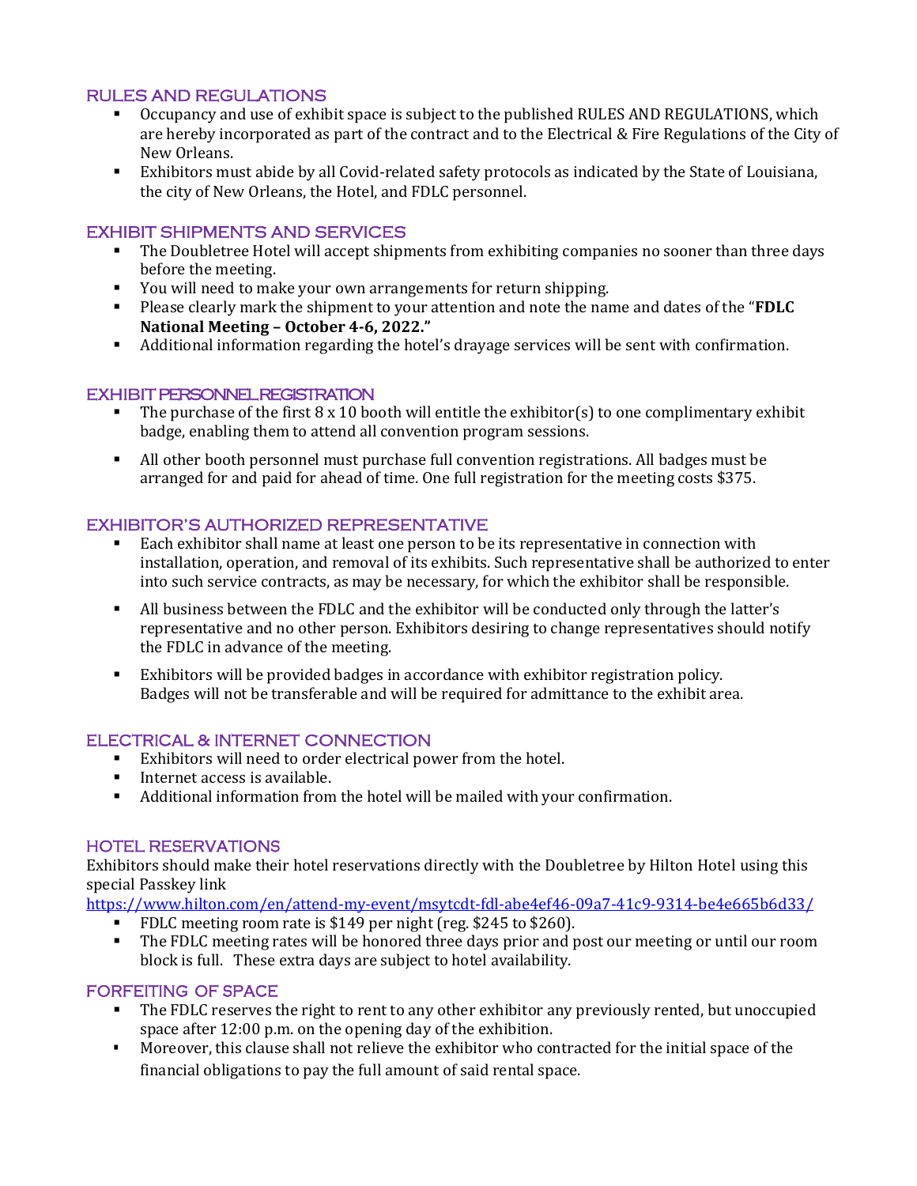## RULES AND REGULATIONS

- Occupancy and use of exhibit space is subject to the published RULES AND REGULATIONS, which are hereby incorporated as part of the contract and to the Electrical & Fire Regulations of the City of New Orleans.
- Exhibitors must abide by all Covid-related safety protocols as indicated by the State of Louisiana, the city of New Orleans, the Hotel, and FDLC personnel.

## EXHIBIT SHIPMENTS AND SERVICES

- The Doubletree Hotel will accept shipments from exhibiting companies no sooner than three days before the meeting.
- You will need to make your own arrangements for return shipping.
- Please clearly mark the shipment to your attention and note the name and dates of the "**FDLC National Meeting – October 4-6, 2022.**"
- Additional information regarding the hotel's drayage services will be sent with confirmation.

## EXHIBIT PERSONNEL REGISTRATION

- The purchase of the first 8 x 10 booth will entitle the exhibitor(s) to one complimentary exhibit badge, enabling them to attend all convention program sessions.
- All other booth personnel must purchase full convention registrations. All badges must be arranged for and paid for ahead of time. One full registration for the meeting costs $375.

## EXHIBITOR'S AUTHORIZED REPRESENTATIVE

- Each exhibitor shall name at least one person to be its representative in connection with installation, operation, and removal of its exhibits. Such representative shall be authorized to enter into such service contracts, as may be necessary, for which the exhibitor shall be responsible.
- All business between the FDLC and the exhibitor will be conducted only through the latter's representative and no other person. Exhibitors desiring to change representatives should notify the FDLC in advance of the meeting.
- Exhibitors will be provided badges in accordance with exhibitor registration policy. Badges will not be transferable and will be required for admittance to the exhibit area.

## ELECTRICAL & INTERNET CONNECTION

- Exhibitors will need to order electrical power from the hotel.
- Internet access is available.
- Additional information from the hotel will be mailed with your confirmation.

## HOTEL RESERVATIONS

Exhibitors should make their hotel reservations directly with the Doubletree by Hilton Hotel using this special Passkey link
https://www.hilton.com/en/attend-my-event/msytcdt-fdl-abe4ef46-09a7-41c9-9314-be4e665b6d33/

- FDLC meeting room rate is $149 per night (reg. $245 to $260).
- The FDLC meeting rates will be honored three days prior and post our meeting or until our room block is full. These extra days are subject to hotel availability.

## FORFEITING OF SPACE

- The FDLC reserves the right to rent to any other exhibitor any previously rented, but unoccupied space after 12:00 p.m. on the opening day of the exhibition.
- Moreover, this clause shall not relieve the exhibitor who contracted for the initial space of the financial obligations to pay the full amount of said rental space.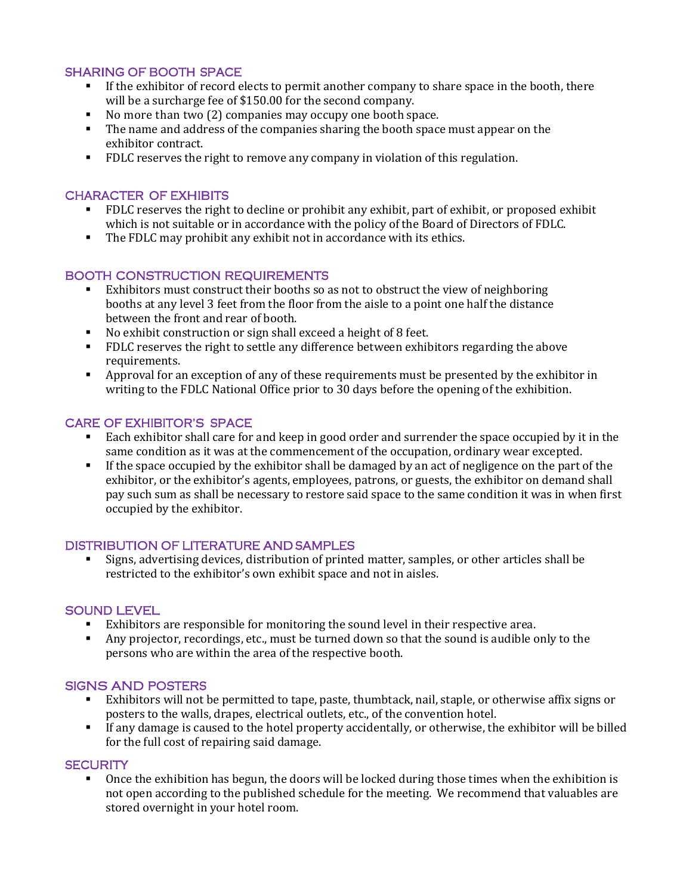## SHARING OF BOOTH SPACE

- If the exhibitor of record elects to permit another company to share space in the booth, there will be a surcharge fee of $150.00 for the second company.
- No more than two (2) companies may occupy one booth space.
- The name and address of the companies sharing the booth space must appear on the exhibitor contract.
- FDLC reserves the right to remove any company in violation of this regulation.

## CHARACTER OF EXHIBITS

- FDLC reserves the right to decline or prohibit any exhibit, part of exhibit, or proposed exhibit which is not suitable or in accordance with the policy of the Board of Directors of FDLC.
- The FDLC may prohibit any exhibit not in accordance with its ethics.

## BOOTH CONSTRUCTION REQUIREMENTS

- Exhibitors must construct their booths so as not to obstruct the view of neighboring booths at any level 3 feet from the floor from the aisle to a point one half the distance between the front and rear of booth.
- No exhibit construction or sign shall exceed a height of 8 feet.
- FDLC reserves the right to settle any difference between exhibitors regarding the above requirements.
- Approval for an exception of any of these requirements must be presented by the exhibitor in writing to the FDLC National Office prior to 30 days before the opening of the exhibition.

## CARE OF EXHIBITOR'S SPACE

- Each exhibitor shall care for and keep in good order and surrender the space occupied by it in the same condition as it was at the commencement of the occupation, ordinary wear excepted.
- If the space occupied by the exhibitor shall be damaged by an act of negligence on the part of the exhibitor, or the exhibitor's agents, employees, patrons, or guests, the exhibitor on demand shall pay such sum as shall be necessary to restore said space to the same condition it was in when first occupied by the exhibitor.

## DISTRIBUTION OF LITERATURE AND SAMPLES

- Signs, advertising devices, distribution of printed matter, samples, or other articles shall be restricted to the exhibitor's own exhibit space and not in aisles.

## SOUND LEVEL

- Exhibitors are responsible for monitoring the sound level in their respective area.
- Any projector, recordings, etc., must be turned down so that the sound is audible only to the persons who are within the area of the respective booth.

## SIGNS AND POSTERS

- Exhibitors will not be permitted to tape, paste, thumbtack, nail, staple, or otherwise affix signs or posters to the walls, drapes, electrical outlets, etc., of the convention hotel.
- If any damage is caused to the hotel property accidentally, or otherwise, the exhibitor will be billed for the full cost of repairing said damage.

## SECURITY

- Once the exhibition has begun, the doors will be locked during those times when the exhibition is not open according to the published schedule for the meeting. We recommend that valuables are stored overnight in your hotel room.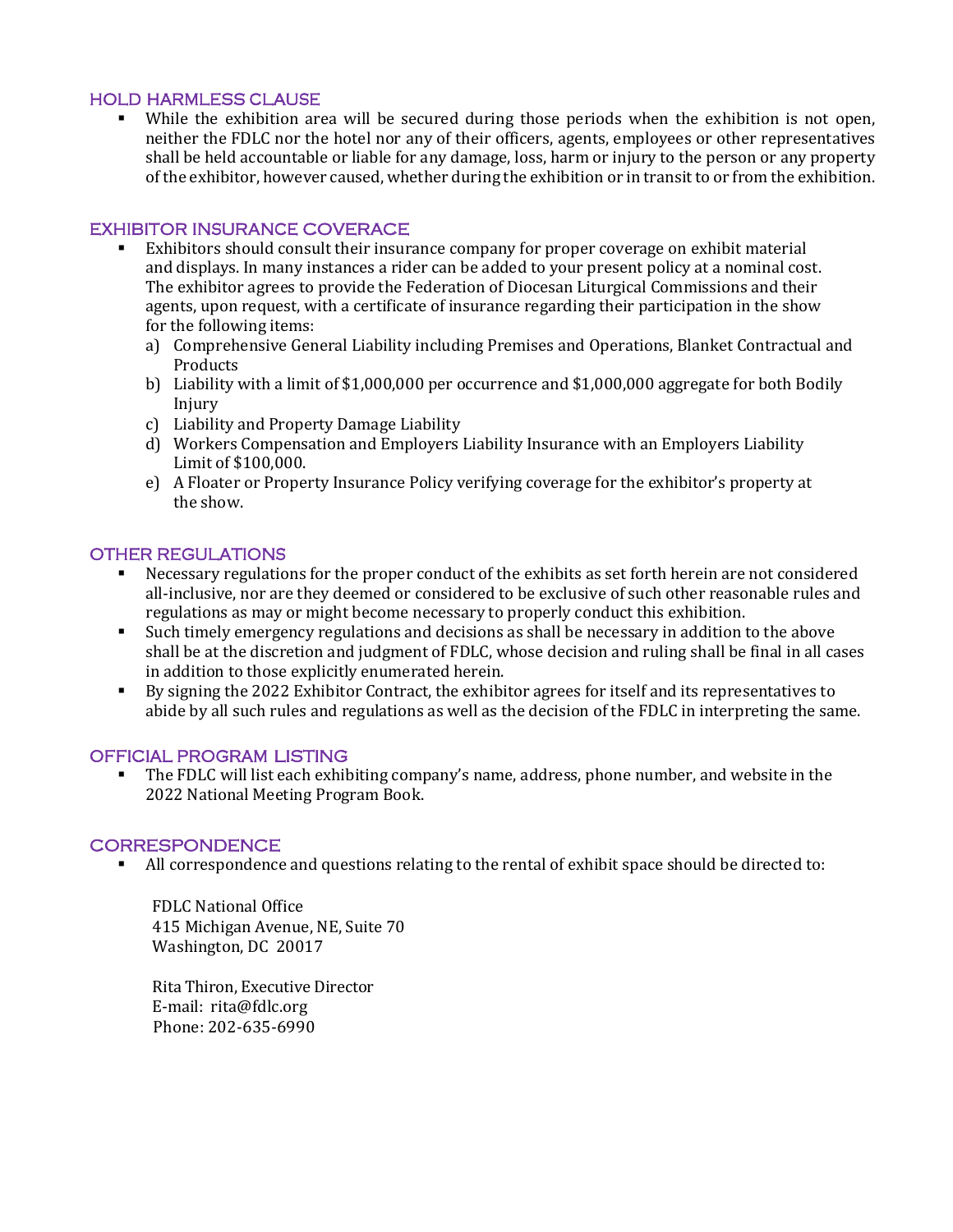## HOLD HARMLESS CLAUSE

- While the exhibition area will be secured during those periods when the exhibition is not open, neither the FDLC nor the hotel nor any of their officers, agents, employees or other representatives shall be held accountable or liable for any damage, loss, harm or injury to the person or any property of the exhibitor, however caused, whether during the exhibition or in transit to or from the exhibition.

## EXHIBITOR INSURANCE COVERACE

- Exhibitors should consult their insurance company for proper coverage on exhibit material and displays. In many instances a rider can be added to your present policy at a nominal cost. The exhibitor agrees to provide the Federation of Diocesan Liturgical Commissions and their agents, upon request, with a certificate of insurance regarding their participation in the show for the following items:
  a) Comprehensive General Liability including Premises and Operations, Blanket Contractual and Products
  b) Liability with a limit of $1,000,000 per occurrence and $1,000,000 aggregate for both Bodily Injury
  c) Liability and Property Damage Liability
  d) Workers Compensation and Employers Liability Insurance with an Employers Liability Limit of $100,000.
  e) A Floater or Property Insurance Policy verifying coverage for the exhibitor's property at the show.

## OTHER REGULATIONS

- Necessary regulations for the proper conduct of the exhibits as set forth herein are not considered all-inclusive, nor are they deemed or considered to be exclusive of such other reasonable rules and regulations as may or might become necessary to properly conduct this exhibition.
- Such timely emergency regulations and decisions as shall be necessary in addition to the above shall be at the discretion and judgment of FDLC, whose decision and ruling shall be final in all cases in addition to those explicitly enumerated herein.
- By signing the 2022 Exhibitor Contract, the exhibitor agrees for itself and its representatives to abide by all such rules and regulations as well as the decision of the FDLC in interpreting the same.

## OFFICIAL PROGRAM LISTING

- The FDLC will list each exhibiting company's name, address, phone number, and website in the 2022 National Meeting Program Book.

## CORRESPONDENCE

- All correspondence and questions relating to the rental of exhibit space should be directed to:

FDLC National Office
415 Michigan Avenue, NE, Suite 70
Washington, DC 20017

Rita Thiron, Executive Director
E-mail: rita@fdlc.org
Phone: 202-635-6990